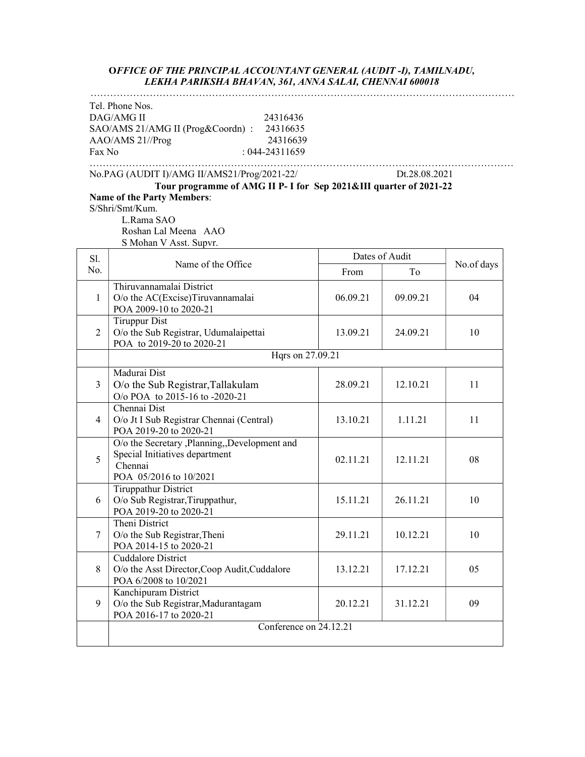***OFFICE OF THE PRINCIPAL ACCOUNTANT GENERAL (AUDIT -I), TAMILNADU, LEKHA PARIKSHA BHAVAN, 361, ANNA SALAI, CHENNAI 600018***

Tel. Phone Nos.
DAG/AMG II 24316436
SAO/AMS 21/AMG II (Prog&Coordn) : 24316635
AAO/AMS 21//Prog 24316639
Fax No : 044-24311659

No.PAG (AUDIT I)/AMG II/AMS21/Prog/2021-22/ Dt.28.08.2021

**Tour programme of AMG II P- I for Sep 2021&III quarter of 2021-22**

**Name of the Party Members**:

S/Shri/Smt/Kum.

L.Rama SAO
Roshan Lal Meena AAO
S Mohan V Asst. Supvr.

| Sl. No. | Name of the Office | Dates of Audit | | No.of days |
|---|---|---|---|---|
| | | From | To | |
| 1 | Thiruvannamalai District<br>O/o the AC(Excise)Tiruvannamalai<br>POA 2009-10 to 2020-21 | 06.09.21 | 09.09.21 | 04 |
| 2 | Tiruppur Dist<br>O/o the Sub Registrar, Udumalaipettai<br>POA to 2019-20 to 2020-21 | 13.09.21 | 24.09.21 | 10 |
| | Hqrs on 27.09.21 | | | |
| 3 | Madurai Dist<br>O/o the Sub Registrar,Tallakulam<br>O/o POA to 2015-16 to -2020-21 | 28.09.21 | 12.10.21 | 11 |
| 4 | Chennai Dist<br>O/o Jt I Sub Registrar Chennai (Central)<br>POA 2019-20 to 2020-21 | 13.10.21 | 1.11.21 | 11 |
| 5 | O/o the Secretary ,Planning,,Development and Special Initiatives department<br>Chennai<br>POA 05/2016 to 10/2021 | 02.11.21 | 12.11.21 | 08 |
| 6 | Tiruppathur District<br>O/o Sub Registrar,Tiruppathur,<br>POA 2019-20 to 2020-21 | 15.11.21 | 26.11.21 | 10 |
| 7 | Theni District<br>O/o the Sub Registrar,Theni<br>POA 2014-15 to 2020-21 | 29.11.21 | 10.12.21 | 10 |
| 8 | Cuddalore District<br>O/o the Asst Director,Coop Audit,Cuddalore<br>POA 6/2008 to 10/2021 | 13.12.21 | 17.12.21 | 05 |
| 9 | Kanchipuram District<br>O/o the Sub Registrar,Madurantagam<br>POA 2016-17 to 2020-21 | 20.12.21 | 31.12.21 | 09 |
| | Conference on 24.12.21 | | | |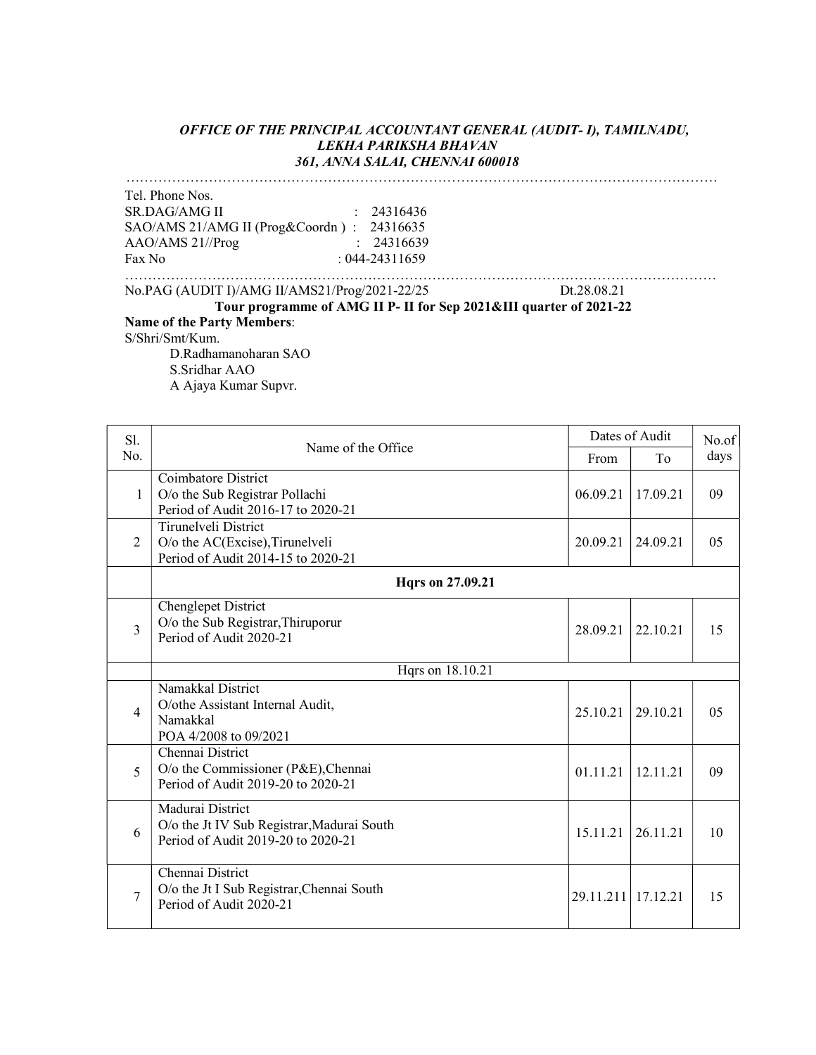***OFFICE OF THE PRINCIPAL ACCOUNTANT GENERAL (AUDIT- I), TAMILNADU,***
***LEKHA PARIKSHA BHAVAN***
***361, ANNA SALAI, CHENNAI 600018***

……………………………………………………………………………………………………………………

Tel. Phone Nos.
SR.DAG/AMG II : 24316436
SAO/AMS 21/AMG II (Prog&Coordn ) : 24316635
AAO/AMS 21//Prog : 24316639
Fax No : 044-24311659

……………………………………………………………………………………………………………………

No.PAG (AUDIT I)/AMG II/AMS21/Prog/2021-22/25 Dt.28.08.21

**Tour programme of AMG II P- II for Sep 2021&III quarter of 2021-22**

**Name of the Party Members**:
S/Shri/Smt/Kum.

D.Radhamanoharan SAO
S.Sridhar AAO
A Ajaya Kumar Supvr.

| Sl. No. | Name of the Office | Dates of Audit | | No.of days |
|---|---|---|---|---|
| | | From | To | |
| 1 | Coimbatore District<br>O/o the Sub Registrar Pollachi<br>Period of Audit 2016-17 to 2020-21 | 06.09.21 | 17.09.21 | 09 |
| 2 | Tirunelveli District<br>O/o the AC(Excise),Tirunelveli<br>Period of Audit 2014-15 to 2020-21 | 20.09.21 | 24.09.21 | 05 |
| | **Hqrs on 27.09.21** | | | |
| 3 | Chenglepet District<br>O/o the Sub Registrar,Thiruporur<br>Period of Audit 2020-21 | 28.09.21 | 22.10.21 | 15 |
| | Hqrs on 18.10.21 | | | |
| 4 | Namakkal District<br>O/othe Assistant Internal Audit,<br>Namakkal<br>POA 4/2008 to 09/2021 | 25.10.21 | 29.10.21 | 05 |
| 5 | Chennai District<br>O/o the Commissioner (P&E),Chennai<br>Period of Audit 2019-20 to 2020-21 | 01.11.21 | 12.11.21 | 09 |
| 6 | Madurai District<br>O/o the Jt IV Sub Registrar,Madurai South<br>Period of Audit 2019-20 to 2020-21 | 15.11.21 | 26.11.21 | 10 |
| 7 | Chennai District<br>O/o the Jt I Sub Registrar,Chennai South<br>Period of Audit 2020-21 | 29.11.211 | 17.12.21 | 15 |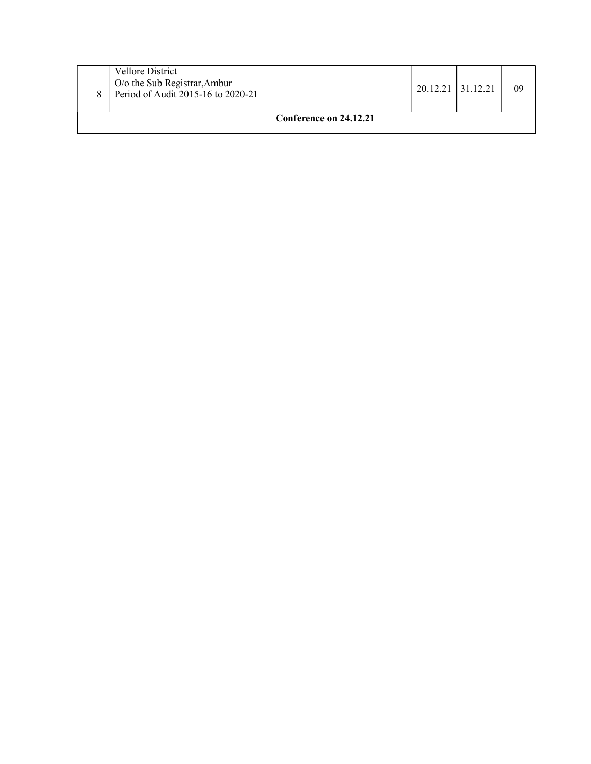| | | | | |
|---|---|---|---|---|
| 8 | Vellore District<br>O/o the Sub Registrar,Ambur<br>Period of Audit 2015-16 to 2020-21 | 20.12.21 | 31.12.21 | 09 |
| | **Conference on 24.12.21** | | | |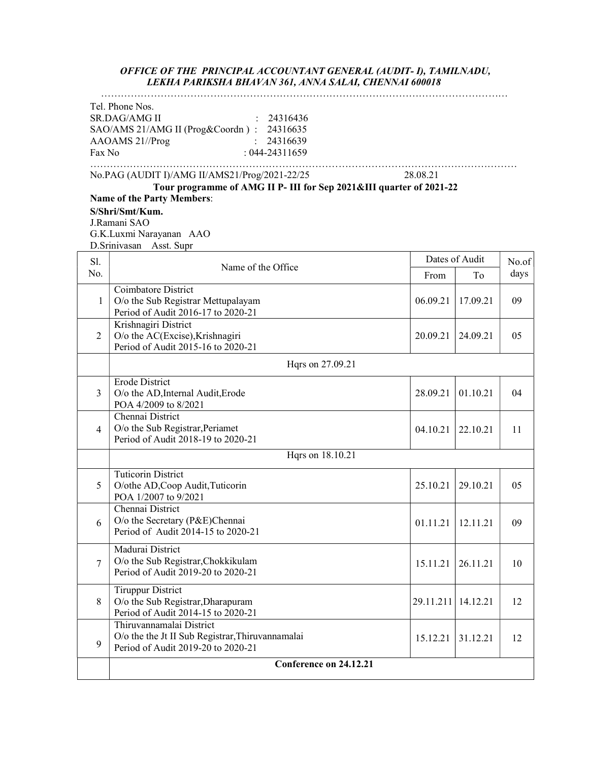***OFFICE OF THE PRINCIPAL ACCOUNTANT GENERAL (AUDIT- I), TAMILNADU, LEKHA PARIKSHA BHAVAN 361, ANNA SALAI, CHENNAI 600018***

…………………………………………………………………………………………………………………

Tel. Phone Nos.
SR.DAG/AMG II : 24316436
SAO/AMS 21/AMG II (Prog&Coordn ) : 24316635
AAOAMS 21//Prog : 24316639
Fax No : 044-24311659

…………………………………………………………………………………………………………………

No.PAG (AUDIT I)/AMG II/AMS21/Prog/2021-22/25 28.08.21

**Tour programme of AMG II P- III for Sep 2021&III quarter of 2021-22**

**Name of the Party Members**:

**S/Shri/Smt/Kum.**
J.Ramani SAO
G.K.Luxmi Narayanan AAO
D.Srinivasan Asst. Supr

| Sl. No. | Name of the Office | Dates of Audit | | No.of days |
|---|---|---|---|---|
| | | From | To | |
| 1 | Coimbatore District<br>O/o the Sub Registrar Mettupalayam<br>Period of Audit 2016-17 to 2020-21 | 06.09.21 | 17.09.21 | 09 |
| 2 | Krishnagiri District<br>O/o the AC(Excise),Krishnagiri<br>Period of Audit 2015-16 to 2020-21 | 20.09.21 | 24.09.21 | 05 |
| | Hqrs on 27.09.21 | | | |
| 3 | Erode District<br>O/o the AD,Internal Audit,Erode<br>POA 4/2009 to 8/2021 | 28.09.21 | 01.10.21 | 04 |
| 4 | Chennai District<br>O/o the Sub Registrar,Periamet<br>Period of Audit 2018-19 to 2020-21 | 04.10.21 | 22.10.21 | 11 |
| | Hqrs on 18.10.21 | | | |
| 5 | Tuticorin District<br>O/othe AD,Coop Audit,Tuticorin<br>POA 1/2007 to 9/2021 | 25.10.21 | 29.10.21 | 05 |
| 6 | Chennai District<br>O/o the Secretary (P&E)Chennai<br>Period of Audit 2014-15 to 2020-21 | 01.11.21 | 12.11.21 | 09 |
| 7 | Madurai District<br>O/o the Sub Registrar,Chokkikulam<br>Period of Audit 2019-20 to 2020-21 | 15.11.21 | 26.11.21 | 10 |
| 8 | Tiruppur District<br>O/o the Sub Registrar,Dharapuram<br>Period of Audit 2014-15 to 2020-21 | 29.11.211 | 14.12.21 | 12 |
| 9 | Thiruvannamalai District<br>O/o the the Jt II Sub Registrar,Thiruvannamalai<br>Period of Audit 2019-20 to 2020-21 | 15.12.21 | 31.12.21 | 12 |
| | **Conference on 24.12.21** | | | |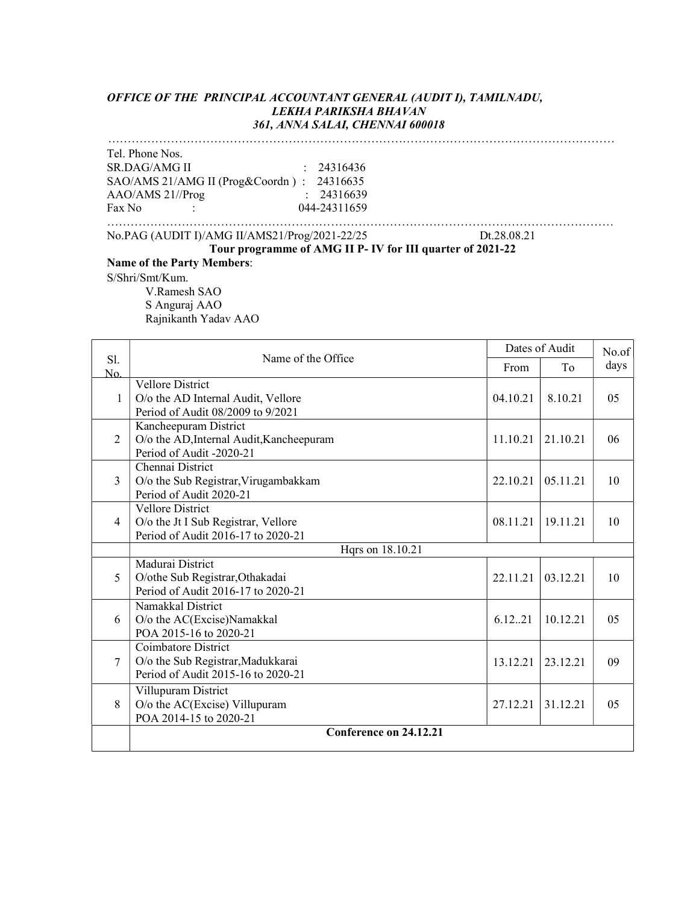***OFFICE OF THE PRINCIPAL ACCOUNTANT GENERAL (AUDIT I), TAMILNADU,***
***LEKHA PARIKSHA BHAVAN***
***361, ANNA SALAI, CHENNAI 600018***

Tel. Phone Nos.
SR.DAG/AMG II : 24316436
SAO/AMS 21/AMG II (Prog&Coordn ) : 24316635
AAO/AMS 21//Prog : 24316639
Fax No : 044-24311659

No.PAG (AUDIT I)/AMG II/AMS21/Prog/2021-22/25 Dt.28.08.21

**Tour programme of AMG II P- IV for III quarter of 2021-22**

**Name of the Party Members**:

S/Shri/Smt/Kum.

V.Ramesh SAO
S Anguraj AAO
Rajnikanth Yadav AAO

| Sl. No. | Name of the Office | Dates of Audit | | No.of days |
|---|---|---|---|---|
| | | From | To | |
| 1 | Vellore District<br>O/o the AD Internal Audit, Vellore<br>Period of Audit 08/2009 to 9/2021 | 04.10.21 | 8.10.21 | 05 |
| 2 | Kancheepuram District<br>O/o the AD,Internal Audit,Kancheepuram<br>Period of Audit -2020-21 | 11.10.21 | 21.10.21 | 06 |
| 3 | Chennai District<br>O/o the Sub Registrar,Virugambakkam<br>Period of Audit 2020-21 | 22.10.21 | 05.11.21 | 10 |
| 4 | Vellore District<br>O/o the Jt I Sub Registrar, Vellore<br>Period of Audit 2016-17 to 2020-21 | 08.11.21 | 19.11.21 | 10 |
| | Hqrs on 18.10.21 | | | |
| 5 | Madurai District<br>O/othe Sub Registrar,Othakadai<br>Period of Audit 2016-17 to 2020-21 | 22.11.21 | 03.12.21 | 10 |
| 6 | Namakkal District<br>O/o the AC(Excise)Namakkal<br>POA 2015-16 to 2020-21 | 6.12..21 | 10.12.21 | 05 |
| 7 | Coimbatore District<br>O/o the Sub Registrar,Madukkarai<br>Period of Audit 2015-16 to 2020-21 | 13.12.21 | 23.12.21 | 09 |
| 8 | Villupuram District<br>O/o the AC(Excise) Villupuram<br>POA 2014-15 to 2020-21 | 27.12.21 | 31.12.21 | 05 |
| | **Conference on 24.12.21** | | | |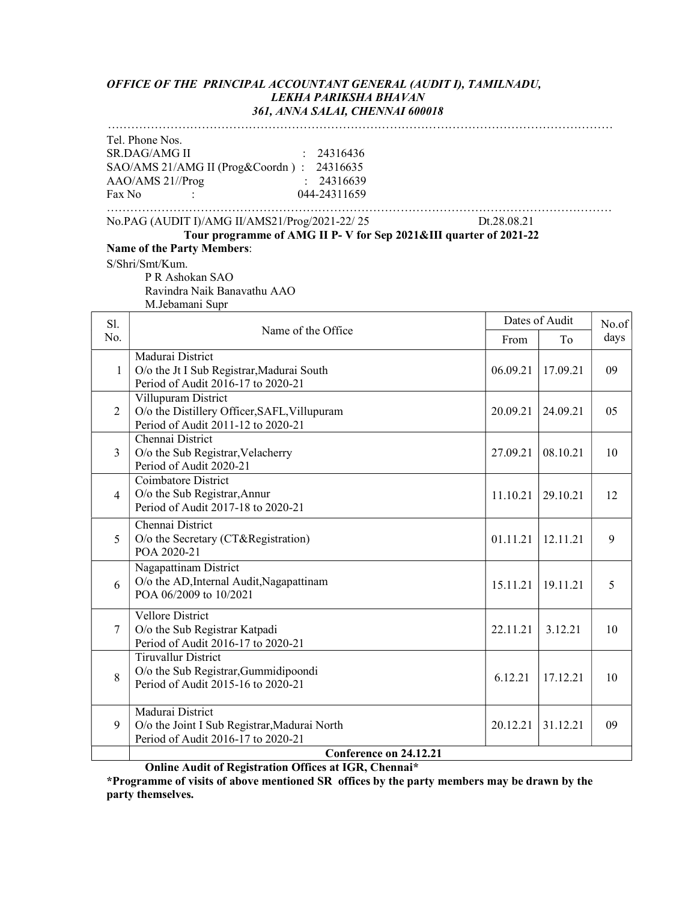***OFFICE OF THE PRINCIPAL ACCOUNTANT GENERAL (AUDIT I), TAMILNADU,***
***LEKHA PARIKSHA BHAVAN***
***361, ANNA SALAI, CHENNAI 600018***

………………………………………………………………………………………………………………

Tel. Phone Nos.
SR.DAG/AMG II : 24316436
SAO/AMS 21/AMG II (Prog&Coordn ) : 24316635
AAO/AMS 21//Prog : 24316639
Fax No : 044-24311659

………………………………………………………………………………………………………………

No.PAG (AUDIT I)/AMG II/AMS21/Prog/2021-22/ 25 Dt.28.08.21

**Tour programme of AMG II P- V for Sep 2021&III quarter of 2021-22**

**Name of the Party Members**:

S/Shri/Smt/Kum.
P R Ashokan SAO
Ravindra Naik Banavathu AAO
M.Jebamani Supr

| Sl. No. | Name of the Office | Dates of Audit | | No.of days |
|---|---|---|---|---|
| | | From | To | |
| 1 | Madurai District<br>O/o the Jt I Sub Registrar,Madurai South<br>Period of Audit 2016-17 to 2020-21 | 06.09.21 | 17.09.21 | 09 |
| 2 | Villupuram District<br>O/o the Distillery Officer,SAFL,Villupuram<br>Period of Audit 2011-12 to 2020-21 | 20.09.21 | 24.09.21 | 05 |
| 3 | Chennai District<br>O/o the Sub Registrar,Velacherry<br>Period of Audit 2020-21 | 27.09.21 | 08.10.21 | 10 |
| 4 | Coimbatore District<br>O/o the Sub Registrar,Annur<br>Period of Audit 2017-18 to 2020-21 | 11.10.21 | 29.10.21 | 12 |
| 5 | Chennai District<br>O/o the Secretary (CT&Registration)<br>POA 2020-21 | 01.11.21 | 12.11.21 | 9 |
| 6 | Nagapattinam District<br>O/o the AD,Internal Audit,Nagapattinam<br>POA 06/2009 to 10/2021 | 15.11.21 | 19.11.21 | 5 |
| 7 | Vellore District<br>O/o the Sub Registrar Katpadi<br>Period of Audit 2016-17 to 2020-21 | 22.11.21 | 3.12.21 | 10 |
| 8 | Tiruvallur District<br>O/o the Sub Registrar,Gummidipoondi<br>Period of Audit 2015-16 to 2020-21 | 6.12.21 | 17.12.21 | 10 |
| 9 | Madurai District<br>O/o the Joint I Sub Registrar,Madurai North<br>Period of Audit 2016-17 to 2020-21 | 20.12.21 | 31.12.21 | 09 |
| | **Conference on 24.12.21** | | | |

**Online Audit of Registration Offices at IGR, Chennai***

***Programme of visits of above mentioned SR offices by the party members may be drawn by the party themselves.**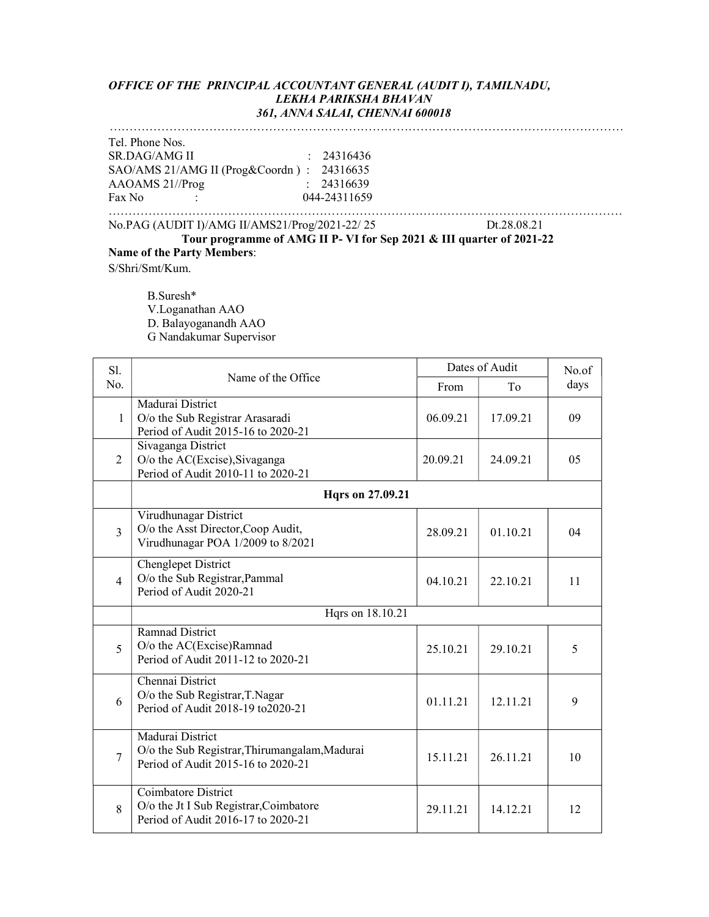***OFFICE OF THE PRINCIPAL ACCOUNTANT GENERAL (AUDIT I), TAMILNADU,***
***LEKHA PARIKSHA BHAVAN***
***361, ANNA SALAI, CHENNAI 600018***

……………………………………………………………………………………………………………

Tel. Phone Nos.
SR.DAG/AMG II : 24316436
SAO/AMS 21/AMG II (Prog&Coordn ) : 24316635
AAOAMS 21//Prog : 24316639
Fax No : 044-24311659

……………………………………………………………………………………………………………

No.PAG (AUDIT I)/AMG II/AMS21/Prog/2021-22/ 25 Dt.28.08.21

**Tour programme of AMG II P- VI for Sep 2021 & III quarter of 2021-22**

**Name of the Party Members**:

S/Shri/Smt/Kum.

B.Suresh*
V.Loganathan AAO
D. Balayoganandh AAO
G Nandakumar Supervisor

| Sl. No. | Name of the Office | Dates of Audit | | No.of days |
|---|---|---|---|---|
| | | From | To | |
| 1 | Madurai District<br>O/o the Sub Registrar Arasaradi<br>Period of Audit 2015-16 to 2020-21 | 06.09.21 | 17.09.21 | 09 |
| 2 | Sivaganga District<br>O/o the AC(Excise),Sivaganga<br>Period of Audit 2010-11 to 2020-21 | 20.09.21 | 24.09.21 | 05 |
| | **Hqrs on 27.09.21** | | | |
| 3 | Virudhunagar District<br>O/o the Asst Director,Coop Audit,<br>Virudhunagar POA 1/2009 to 8/2021 | 28.09.21 | 01.10.21 | 04 |
| 4 | Chenglepet District<br>O/o the Sub Registrar,Pammal<br>Period of Audit 2020-21 | 04.10.21 | 22.10.21 | 11 |
| | Hqrs on 18.10.21 | | | |
| 5 | Ramnad District<br>O/o the AC(Excise)Ramnad<br>Period of Audit 2011-12 to 2020-21 | 25.10.21 | 29.10.21 | 5 |
| 6 | Chennai District<br>O/o the Sub Registrar,T.Nagar<br>Period of Audit 2018-19 to2020-21 | 01.11.21 | 12.11.21 | 9 |
| 7 | Madurai District<br>O/o the Sub Registrar,Thirumangalam,Madurai<br>Period of Audit 2015-16 to 2020-21 | 15.11.21 | 26.11.21 | 10 |
| 8 | Coimbatore District<br>O/o the Jt I Sub Registrar,Coimbatore<br>Period of Audit 2016-17 to 2020-21 | 29.11.21 | 14.12.21 | 12 |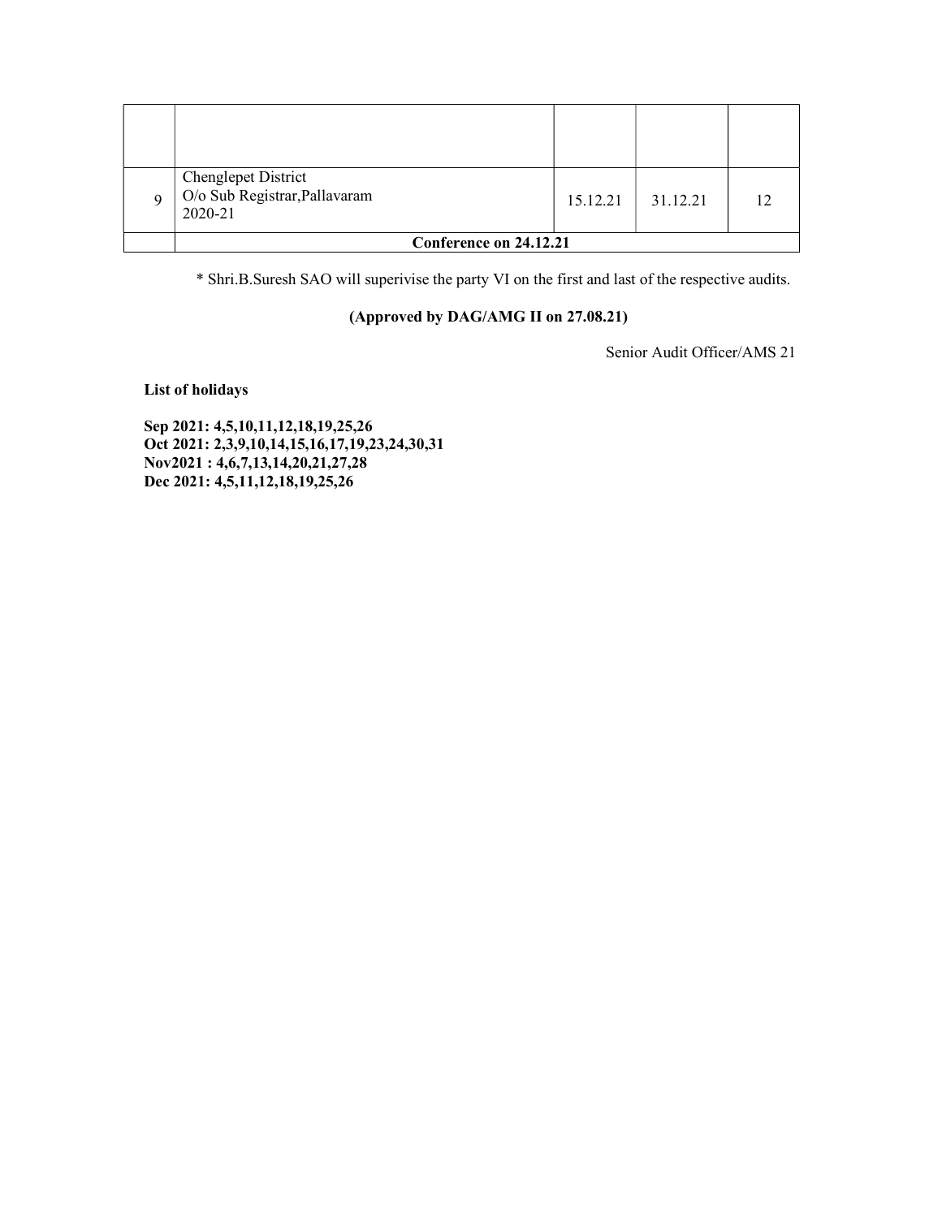| | | | | |
|---|---|---|---|---|
| | | | | |
| 9 | Chenglepet District<br>O/o Sub Registrar,Pallavaram<br>2020-21 | 15.12.21 | 31.12.21 | 12 |
| | **Conference on 24.12.21** | | | |

* Shri.B.Suresh SAO will superivise the party VI on the first and last of the respective audits.

**(Approved by DAG/AMG II on 27.08.21)**

Senior Audit Officer/AMS 21

**List of holidays**

**Sep 2021: 4,5,10,11,12,18,19,25,26**
**Oct 2021: 2,3,9,10,14,15,16,17,19,23,24,30,31**
**Nov2021 : 4,6,7,13,14,20,21,27,28**
**Dec 2021: 4,5,11,12,18,19,25,26**